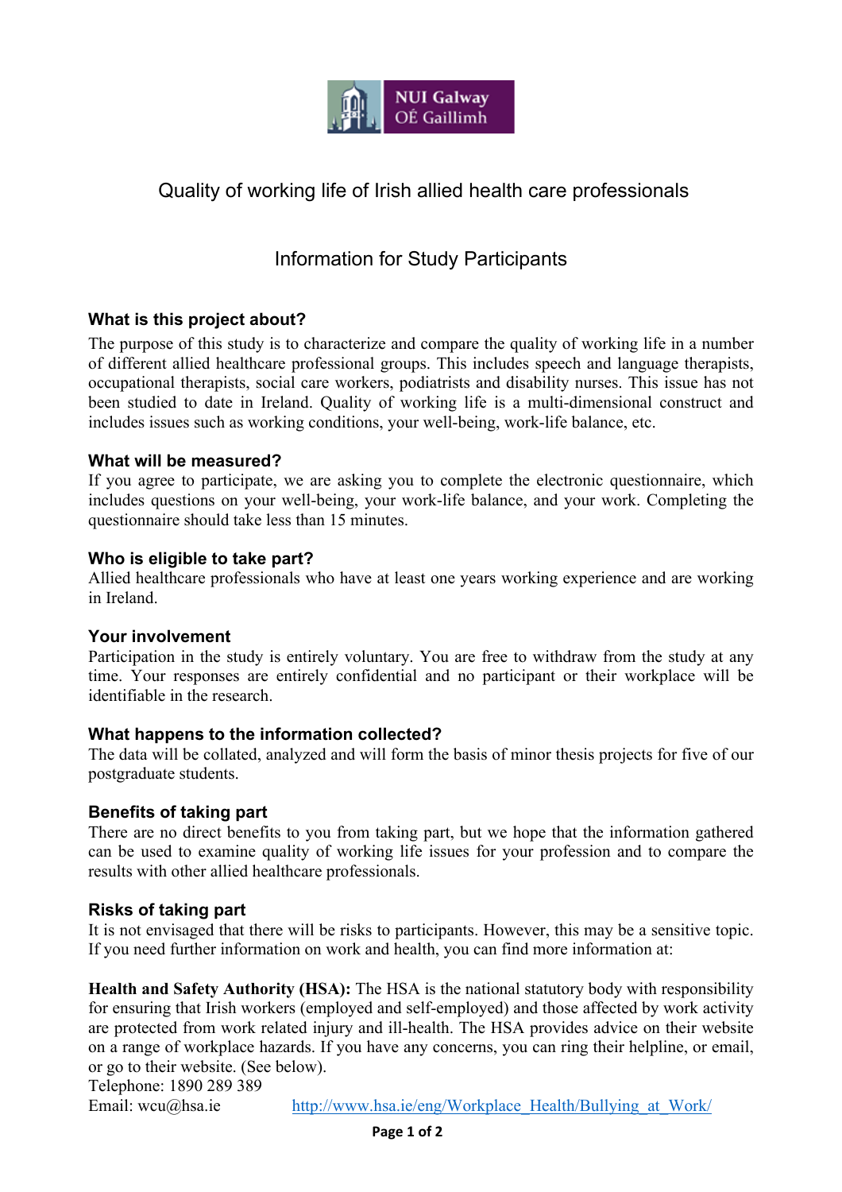# Quality of working life of Irish allied health care professionals

## Information for Study Participants

### What is this project about?

The purpose of this study is to characterize and compare the quality of working life in a number of different allied healthcare professional groups. This includes speech and language therapists, occupational therapists, social care workers, podiatrists and disability nurses. This issue has not been studied to date in Ireland. Quality of working life is a multi-dimensional construct and includes issues such as working conditions, your well-being, work-life balance, etc.

### What will be measured?

If you agree to participate, we are asking you to complete the electronic questionnaire, which includes questions on your well-being, your work-life balance, and your work. Completing the questionnaire should take less than 15 minutes.

### Who is eligible to take part?

Allied healthcare professionals who have at least one years working experience and are working in Ireland.

### Your involvement

Participation in the study is entirely voluntary. You are free to withdraw from the study at any time. Your responses are entirely confidential and no participant or their workplace will be identifiable in the research.

### What happens to the information collected?

The data will be collated, analyzed and will form the basis of minor thesis projects for five of our postgraduate students.

### Benefits of taking part

There are no direct benefits to you from taking part, but we hope that the information gathered can be used to examine quality of working life issues for your profession and to compare the results with other allied healthcare professionals.

### Risks of taking part

It is not envisaged that there will be risks to participants. However, this may be a sensitive topic. If you need further information on work and health, you can find more information at:

**Health and Safety Authority (HSA):** The HSA is the national statutory body with responsibility for ensuring that Irish workers (employed and self-employed) and those affected by work activity are protected from work related injury and ill-health. The HSA provides advice on their website on a range of workplace hazards. If you have any concerns, you can ring their helpline, or email, or go to their website. (See below).

Telephone: 1890 289 389

Email: wcu@hsa.ie http://www.hsa.ie/eng/Workplace_Health/Bullying_at_Work/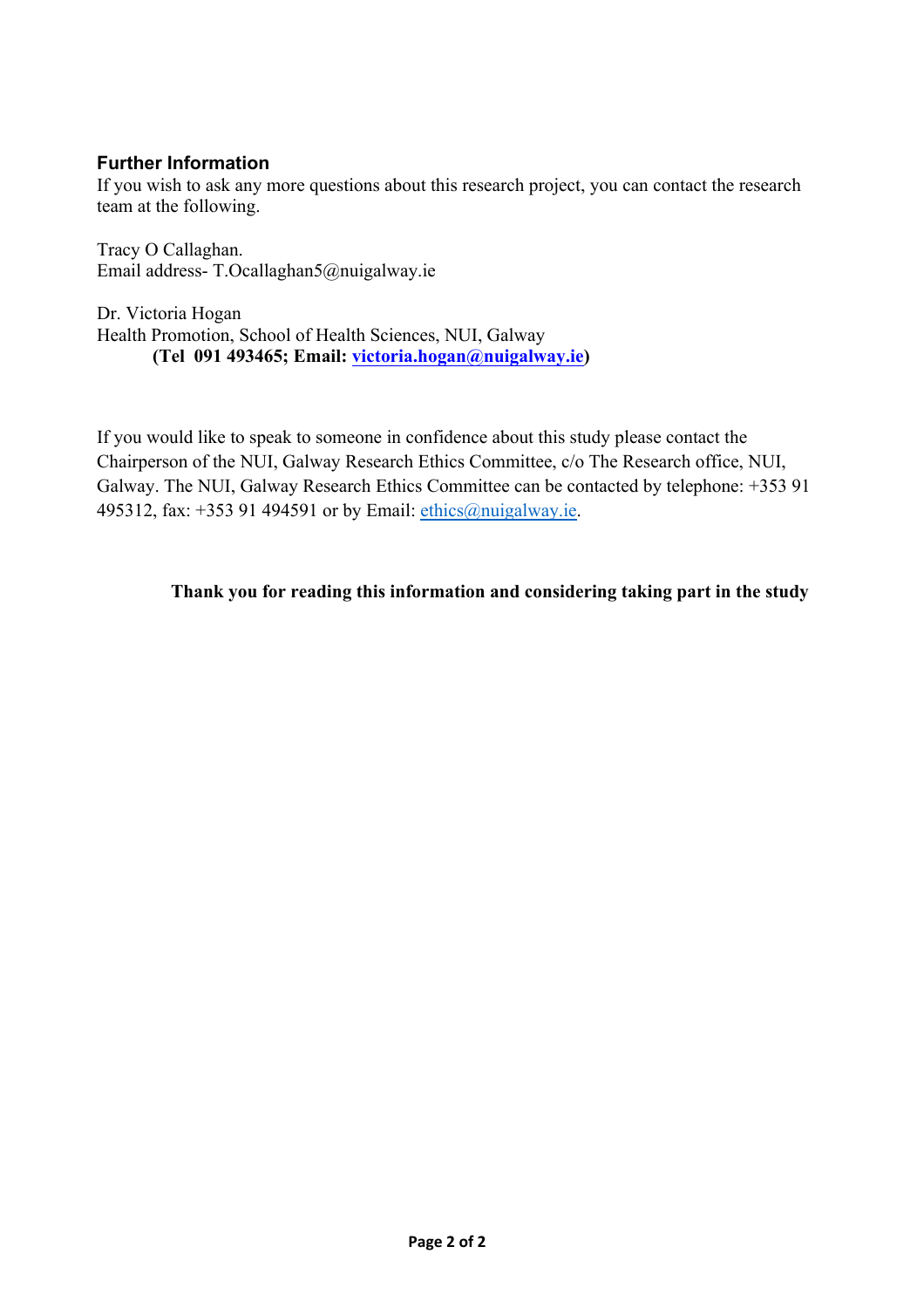## Further Information

If you wish to ask any more questions about this research project, you can contact the research team at the following.

Tracy O Callaghan.
Email address- T.Ocallaghan5@nuigalway.ie

Dr. Victoria Hogan
Health Promotion, School of Health Sciences, NUI, Galway
**(Tel 091 493465; Email: victoria.hogan@nuigalway.ie)**

If you would like to speak to someone in confidence about this study please contact the Chairperson of the NUI, Galway Research Ethics Committee, c/o The Research office, NUI, Galway. The NUI, Galway Research Ethics Committee can be contacted by telephone: +353 91 495312, fax: +353 91 494591 or by Email: ethics@nuigalway.ie.

**Thank you for reading this information and considering taking part in the study**